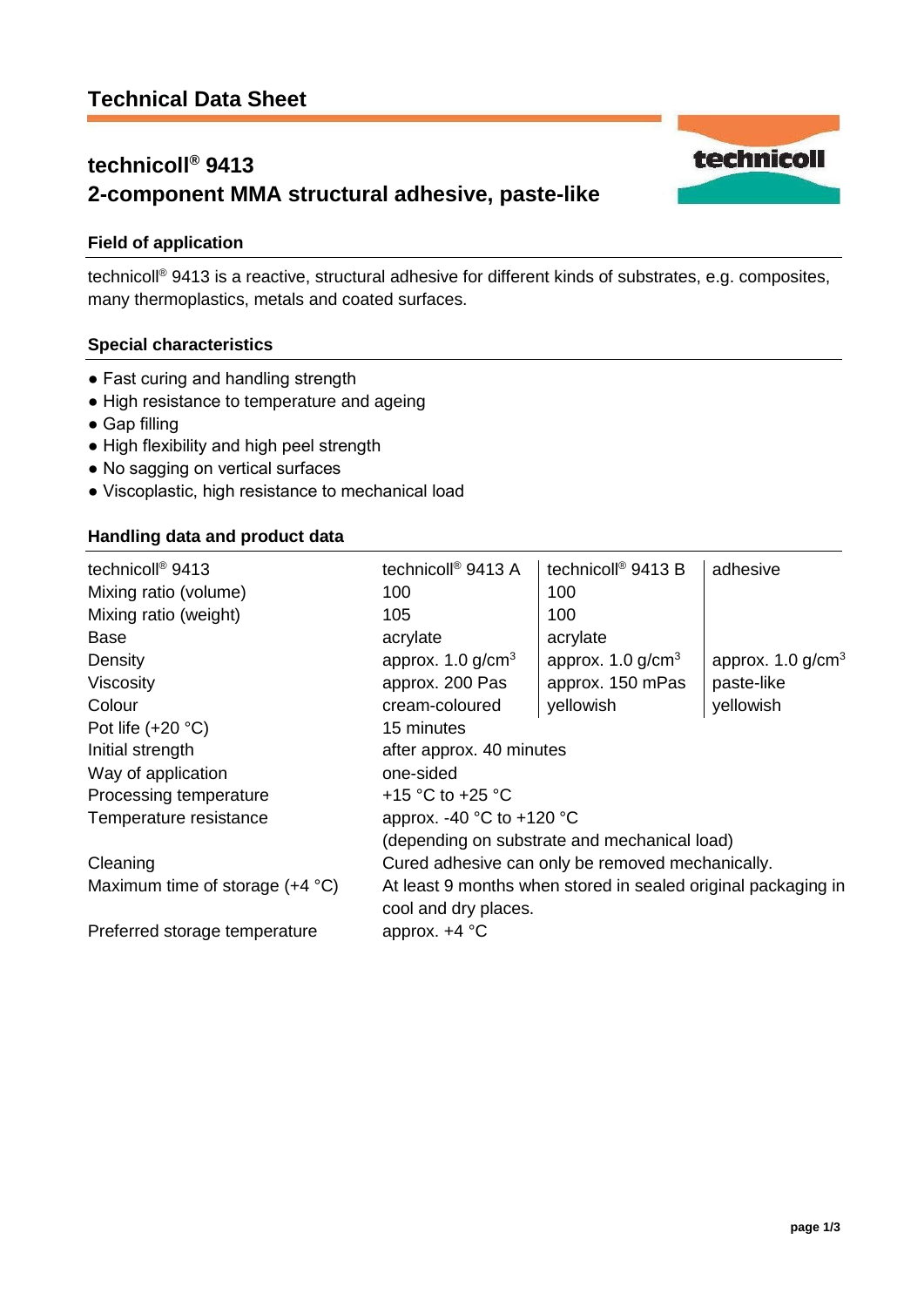# Technical Data Sheet

## technicoll® 9413
## 2-component MMA structural adhesive, paste-like

### Field of application

technicoll® 9413 is a reactive, structural adhesive for different kinds of substrates, e.g. composites, many thermoplastics, metals and coated surfaces.

### Special characteristics

- Fast curing and handling strength
- High resistance to temperature and ageing
- Gap filling
- High flexibility and high peel strength
- No sagging on vertical surfaces
- Viscoplastic, high resistance to mechanical load

### Handling data and product data

| technicoll® 9413 | technicoll® 9413 A | technicoll® 9413 B | adhesive |
|---|---|---|---|
| Mixing ratio (volume) | 100 | 100 | |
| Mixing ratio (weight) | 105 | 100 | |
| Base | acrylate | acrylate | |
| Density | approx. 1.0 g/cm³ | approx. 1.0 g/cm³ | approx. 1.0 g/cm³ |
| Viscosity | approx. 200 Pas | approx. 150 mPas | paste-like |
| Colour | cream-coloured | yellowish | yellowish |
| Pot life (+20 °C) | 15 minutes | | |
| Initial strength | after approx. 40 minutes | | |
| Way of application | one-sided | | |
| Processing temperature | +15 °C to +25 °C | | |
| Temperature resistance | approx. -40 °C to +120 °C (depending on substrate and mechanical load) | | |
| Cleaning | Cured adhesive can only be removed mechanically. | | |
| Maximum time of storage (+4 °C) | At least 9 months when stored in sealed original packaging in cool and dry places. | | |
| Preferred storage temperature | approx. +4 °C | | |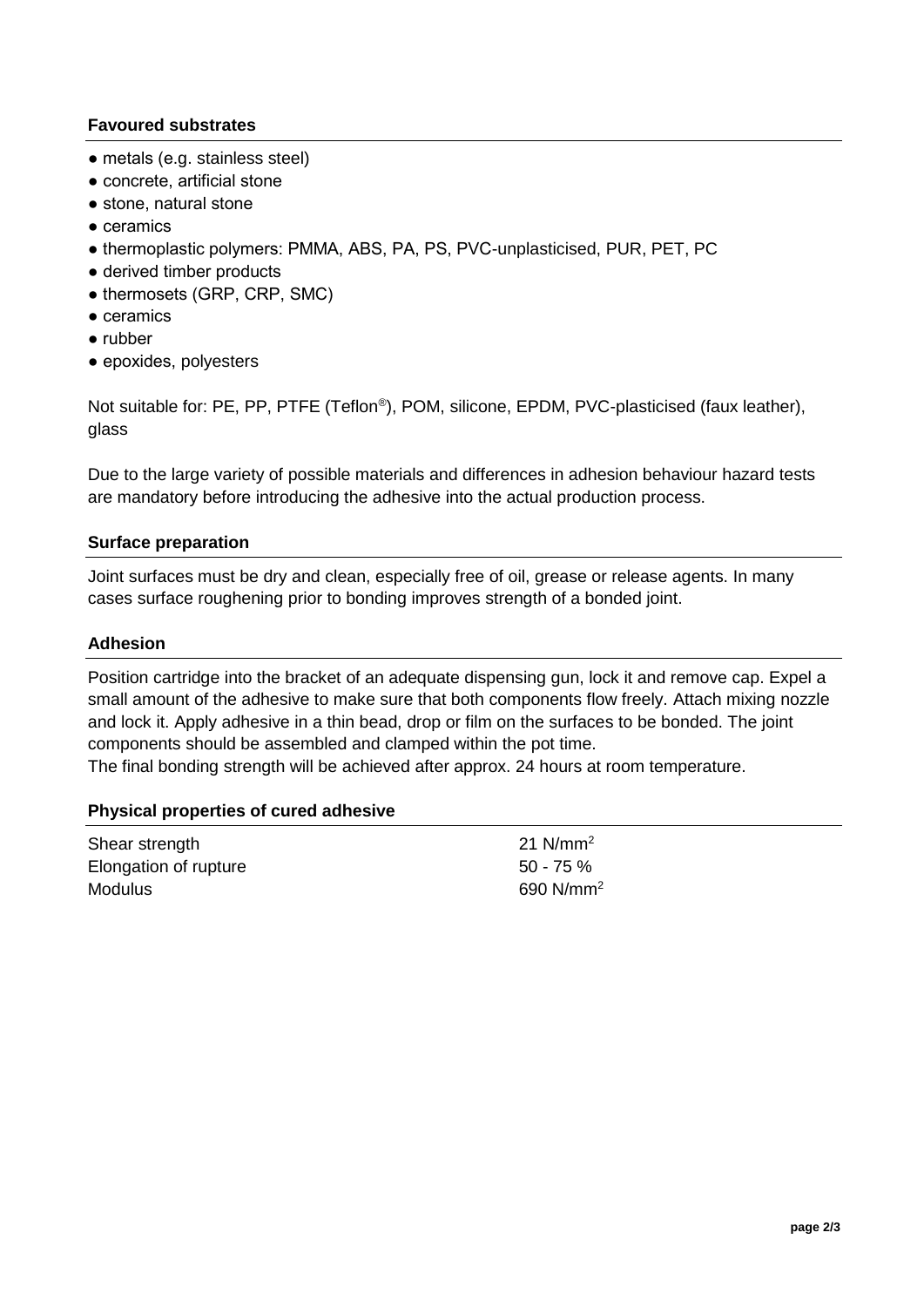### Favoured substrates

- metals (e.g. stainless steel)
- concrete, artificial stone
- stone, natural stone
- ceramics
- thermoplastic polymers: PMMA, ABS, PA, PS, PVC-unplasticised, PUR, PET, PC
- derived timber products
- thermosets (GRP, CRP, SMC)
- ceramics
- rubber
- epoxides, polyesters

Not suitable for: PE, PP, PTFE (Teflon®), POM, silicone, EPDM, PVC-plasticised (faux leather), glass

Due to the large variety of possible materials and differences in adhesion behaviour hazard tests are mandatory before introducing the adhesive into the actual production process.

### Surface preparation

Joint surfaces must be dry and clean, especially free of oil, grease or release agents. In many cases surface roughening prior to bonding improves strength of a bonded joint.

### Adhesion

Position cartridge into the bracket of an adequate dispensing gun, lock it and remove cap. Expel a small amount of the adhesive to make sure that both components flow freely. Attach mixing nozzle and lock it. Apply adhesive in a thin bead, drop or film on the surfaces to be bonded. The joint components should be assembled and clamped within the pot time.
The final bonding strength will be achieved after approx. 24 hours at room temperature.

### Physical properties of cured adhesive

| | |
|---|---|
| Shear strength | 21 $N/mm^2$ |
| Elongation of rupture | 50 - 75 % |
| Modulus | 690 $N/mm^2$ |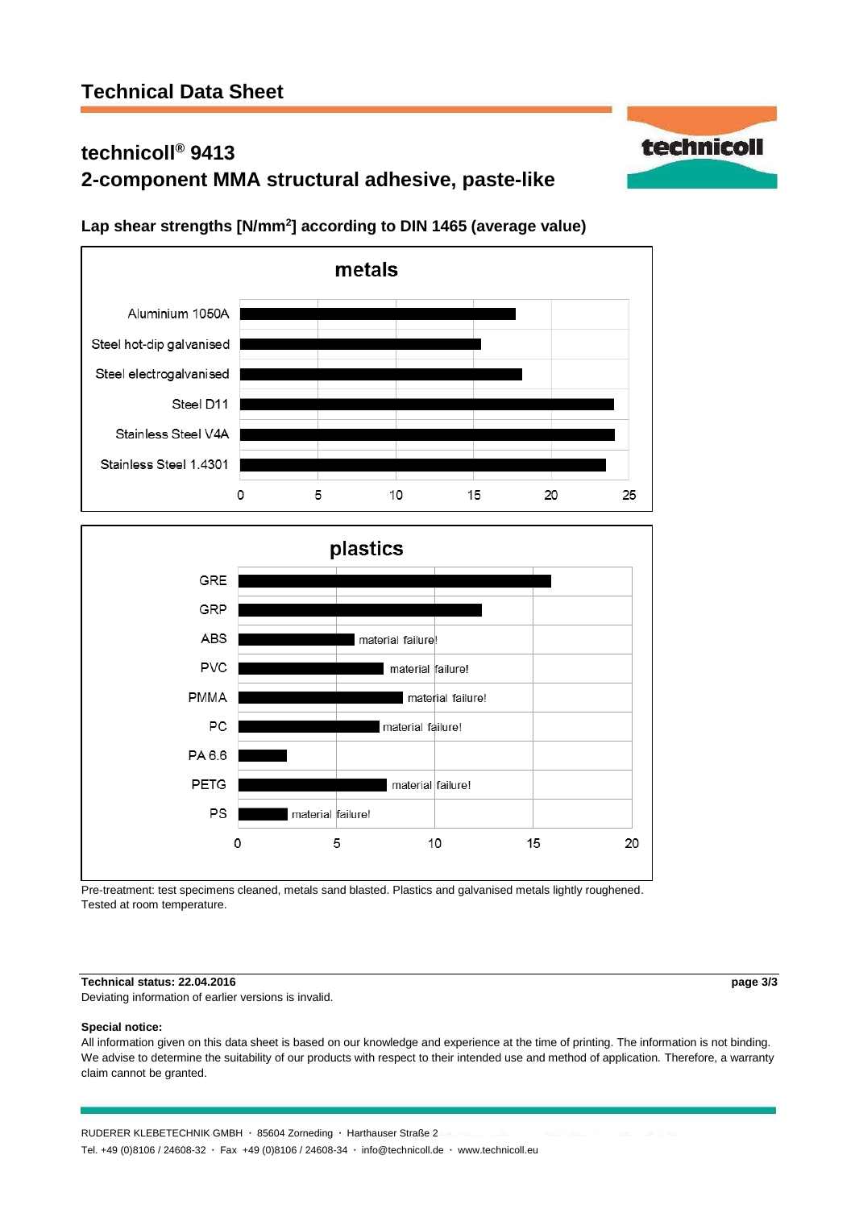## Technical Data Sheet

# technicoll® 9413
# 2-component MMA structural adhesive, paste-like

### Lap shear strengths [N/mm²] according to DIN 1465 (average value)

**metals**

Aluminium 1050A
Steel hot-dip galvanised
Steel electrogalvanised
Steel D11
Stainless Steel V4A
Stainless Steel 1.4301

0 5 10 15 20 25

**plastics**

GRE
GRP
ABS material failure!
PVC material failure!
PMMA material failure!
PC material failure!
PA 6.6
PETG material failure!
PS material failure!

0 5 10 15 20

Pre-treatment: test specimens cleaned, metals sand blasted. Plastics and galvanised metals lightly roughened.
Tested at room temperature.

**Technical status: 22.04.2016**
Deviating information of earlier versions is invalid.

**Special notice:**
All information given on this data sheet is based on our knowledge and experience at the time of printing. The information is not binding. We advise to determine the suitability of our products with respect to their intended use and method of application. Therefore, a warranty claim cannot be granted.

RUDERER KLEBETECHNIK GMBH · 85604 Zorneding · Harthauser Straße 2
Tel. +49 (0)8106 / 24608-32 · Fax +49 (0)8106 / 24608-34 · info@technicoll.de · www.technicoll.eu